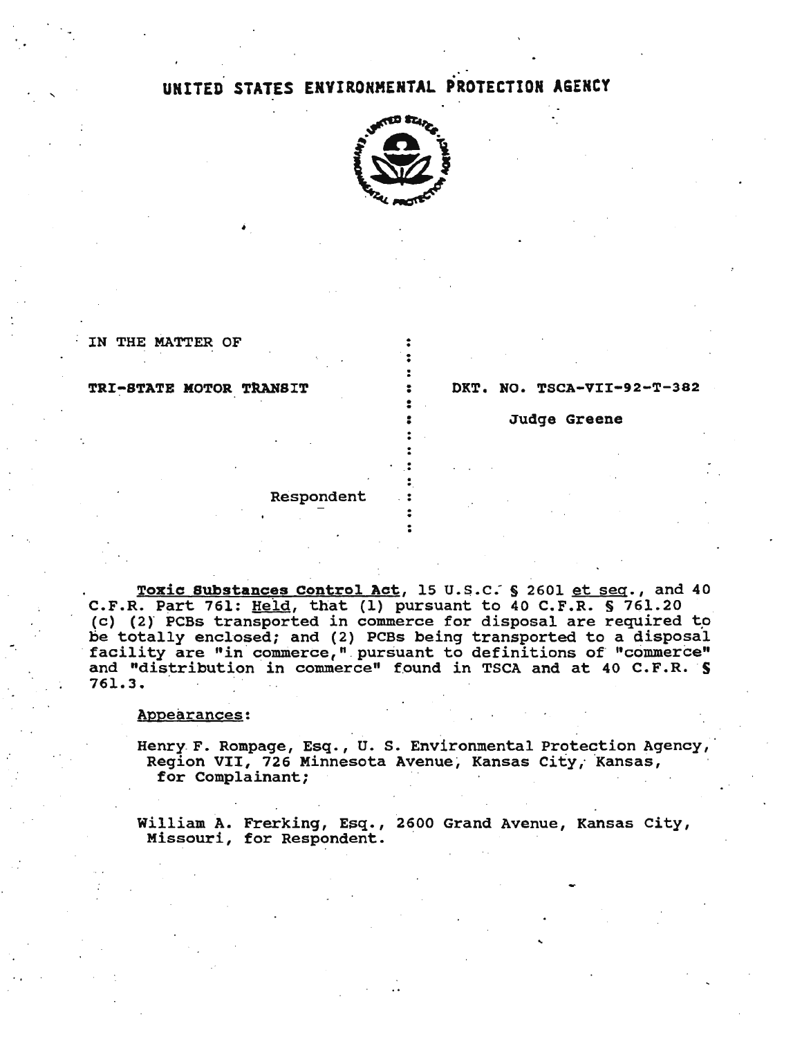# UNITED STATES ENVIRONMENTAL PROTECTION AGENCY

IN THE MATTER OF

TRI-STATE MOTOR TRANSIT

Respondent

DKT. NO. TSCA-VII-92-T-382

Judge Greene

**Toxic Substances Control Act**, 15 U.S.C. § 2601 et seq., and 40 C.F.R. Part 761: Held, that (1) pursuant to 40 C.F.R. § 761.20 (c) (2) PCBs transported in commerce for disposal are required to be totally enclosed; and (2) PCBs being transported to a disposal facility are "in commerce," pursuant to definitions of "commerce" and "distribution in commerce" found in TSCA and at 40 C.F.R. § 761.3.

Appearances:

Henry F. Rompage, Esq., U. S. Environmental Protection Agency, Region VII, 726 Minnesota Avenue, Kansas City, Kansas, for Complainant;

William A. Frerking, Esq., 2600 Grand Avenue, Kansas City, Missouri, for Respondent.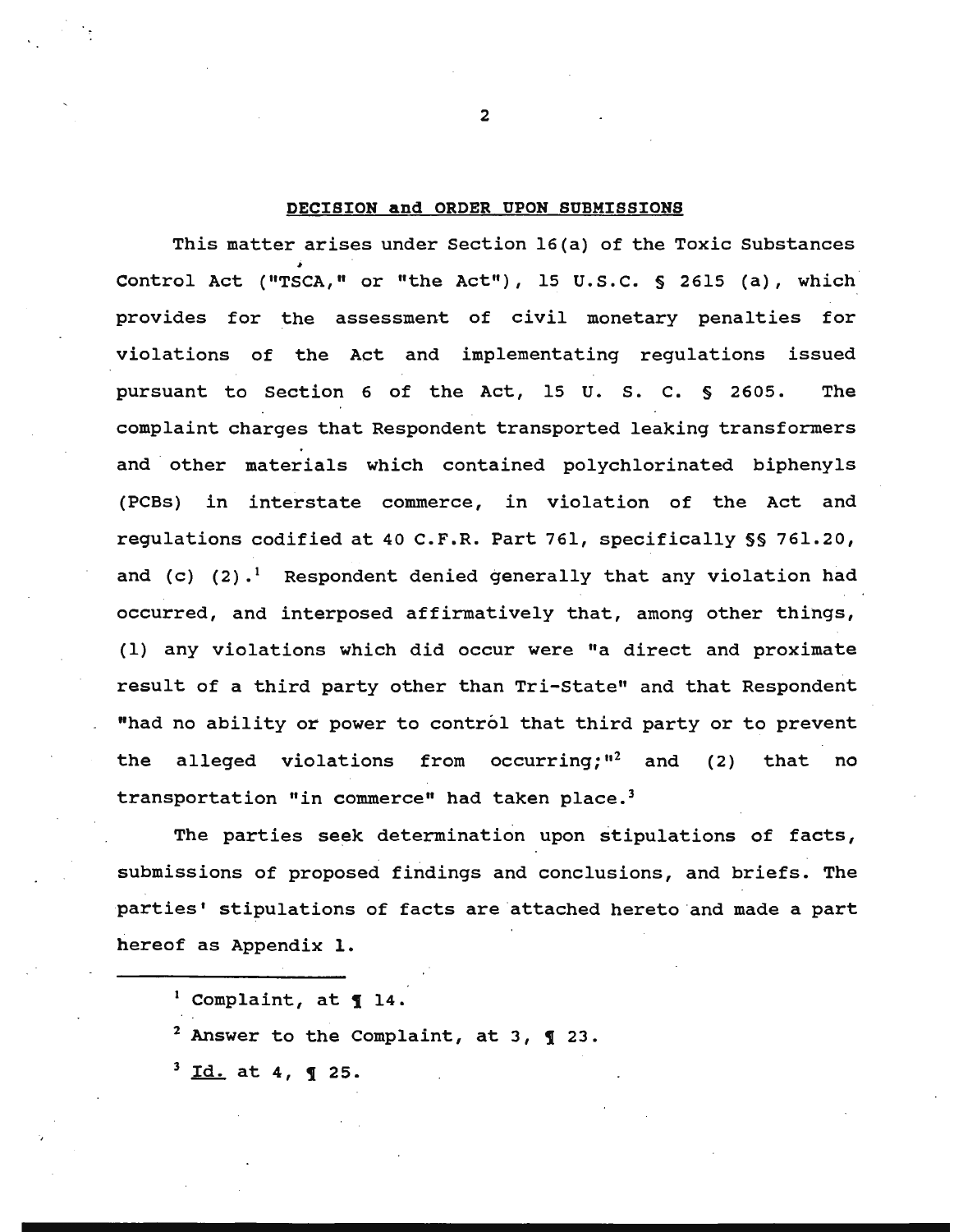**DECISION and ORDER UPON SUBMISSIONS**

This matter arises under Section 16(a) of the Toxic Substances Control Act ("TSCA," or "the Act"), 15 U.S.C. § 2615 (a), which provides for the assessment of civil monetary penalties for violations of the Act and implementating regulations issued pursuant to Section 6 of the Act, 15 U. S. C. § 2605. The complaint charges that Respondent transported leaking transformers and other materials which contained polychlorinated biphenyls (PCBs) in interstate commerce, in violation of the Act and regulations codified at 40 C.F.R. Part 761, specifically §§ 761.20, and (c) (2).[1] Respondent denied generally that any violation had occurred, and interposed affirmatively that, among other things, (1) any violations which did occur were "a direct and proximate result of a third party other than Tri-State" and that Respondent "had no ability or power to control that third party or to prevent the alleged violations from occurring;"[2] and (2) that no transportation "in commerce" had taken place.[3]

The parties seek determination upon stipulations of facts, submissions of proposed findings and conclusions, and briefs. The parties' stipulations of facts are attached hereto and made a part hereof as Appendix 1.

---

[1] Complaint, at ¶ 14.

[2] Answer to the Complaint, at 3, ¶ 23.

[3] Id. at 4, ¶ 25.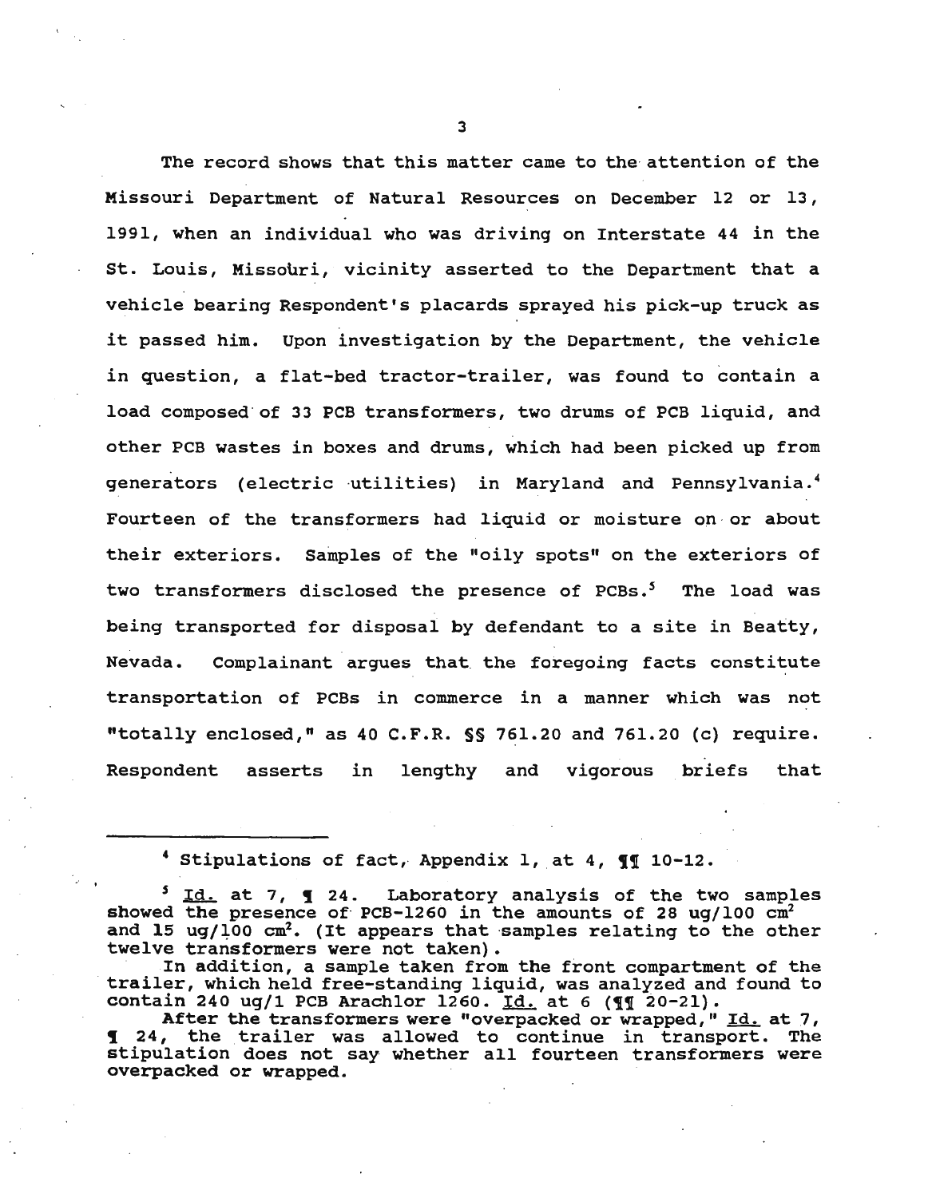The record shows that this matter came to the attention of the Missouri Department of Natural Resources on December 12 or 13, 1991, when an individual who was driving on Interstate 44 in the St. Louis, Missouri, vicinity asserted to the Department that a vehicle bearing Respondent's placards sprayed his pick-up truck as it passed him. Upon investigation by the Department, the vehicle in question, a flat-bed tractor-trailer, was found to contain a load composed of 33 PCB transformers, two drums of PCB liquid, and other PCB wastes in boxes and drums, which had been picked up from generators (electric utilities) in Maryland and Pennsylvania.[4] Fourteen of the transformers had liquid or moisture on or about their exteriors. Samples of the "oily spots" on the exteriors of two transformers disclosed the presence of PCBs.[5] The load was being transported for disposal by defendant to a site in Beatty, Nevada. Complainant argues that the foregoing facts constitute transportation of PCBs in commerce in a manner which was not "totally enclosed," as 40 C.F.R. §§ 761.20 and 761.20 (c) require. Respondent asserts in lengthy and vigorous briefs that

---

[4] Stipulations of fact, Appendix 1, at 4, ¶¶ 10-12.

[5] Id. at 7, ¶ 24. Laboratory analysis of the two samples showed the presence of PCB-1260 in the amounts of 28 ug/100 $cm^2$ and 15 ug/100 $cm^2$. (It appears that samples relating to the other twelve transformers were not taken).

In addition, a sample taken from the front compartment of the trailer, which held free-standing liquid, was analyzed and found to contain 240 ug/1 PCB Arachlor 1260. Id. at 6 (¶¶ 20-21).

After the transformers were "overpacked or wrapped," Id. at 7, ¶ 24, the trailer was allowed to continue in transport. The stipulation does not say whether all fourteen transformers were overpacked or wrapped.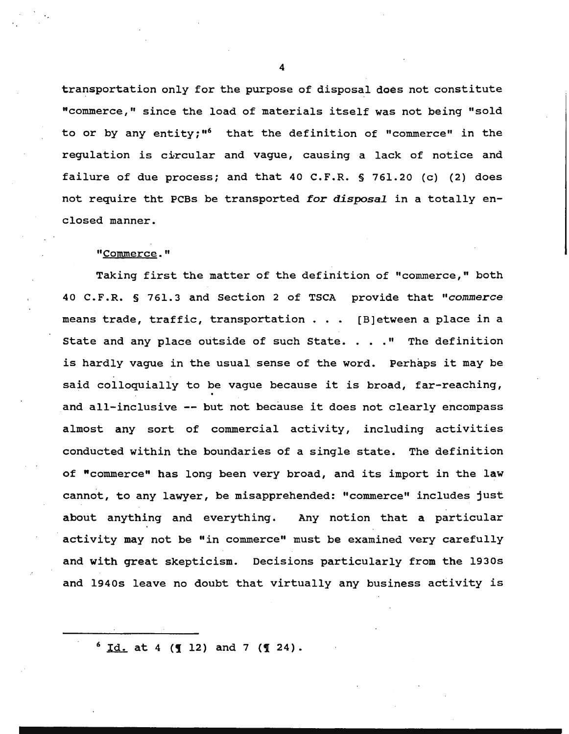transportation only for the purpose of disposal does not constitute "commerce," since the load of materials itself was not being "sold to or by any entity;"[6] that the definition of "commerce" in the regulation is circular and vague, causing a lack of notice and failure of due process; and that 40 C.F.R. § 761.20 (c) (2) does not require tht PCBs be transported *for disposal* in a totally enclosed manner.

"Commerce."

Taking first the matter of the definition of "commerce," both 40 C.F.R. § 761.3 and Section 2 of TSCA provide that "*commerce* means trade, traffic, transportation . . . [B]etween a place in a State and any place outside of such State. . . ." The definition is hardly vague in the usual sense of the word. Perhaps it may be said colloquially to be vague because it is broad, far-reaching, and all-inclusive -- but not because it does not clearly encompass almost any sort of commercial activity, including activities conducted within the boundaries of a single state. The definition of "commerce" has long been very broad, and its import in the law cannot, to any lawyer, be misapprehended: "commerce" includes just about anything and everything. Any notion that a particular activity may not be "in commerce" must be examined very carefully and with great skepticism. Decisions particularly from the 1930s and 1940s leave no doubt that virtually any business activity is

---

[6] Id. at 4 (¶ 12) and 7 (¶ 24).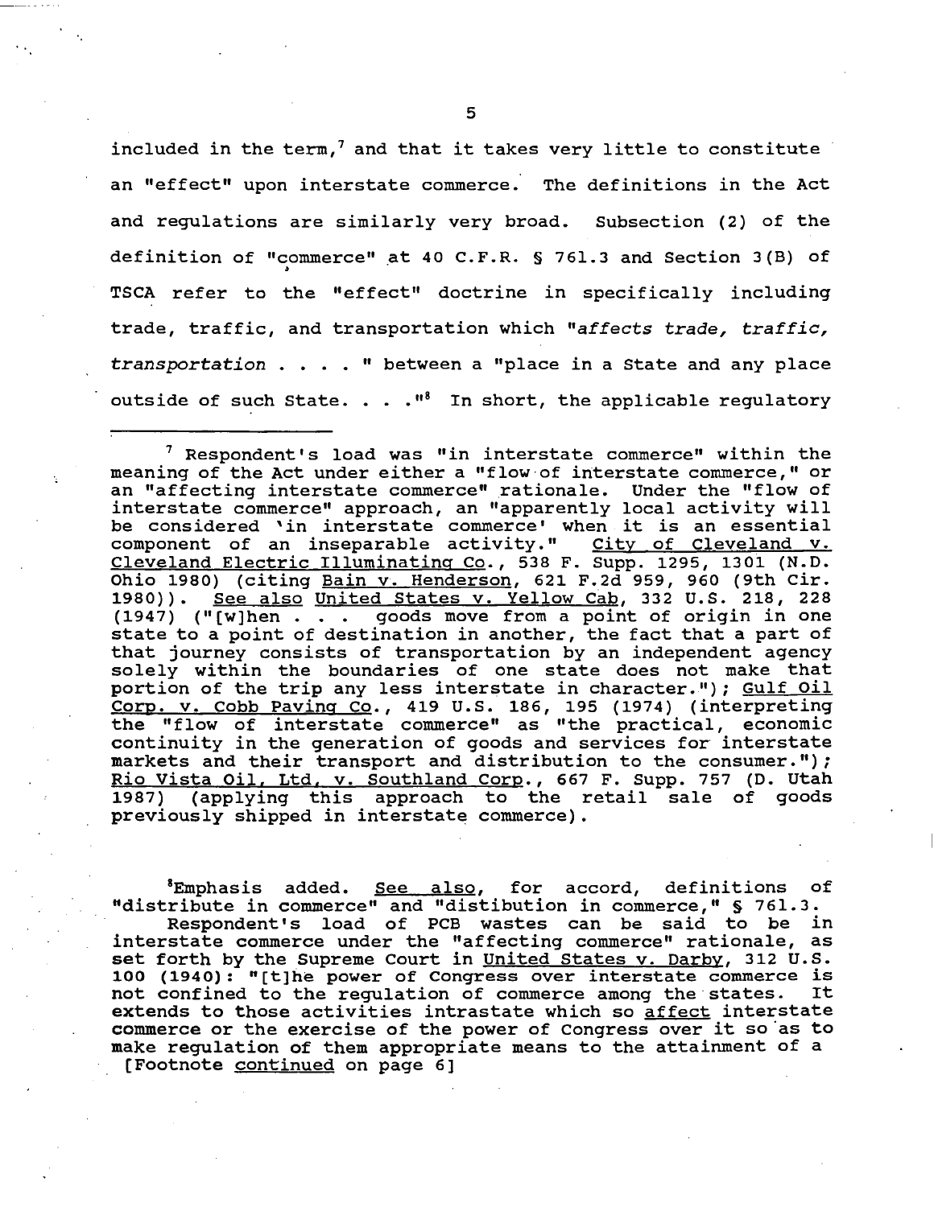included in the term,[7] and that it takes very little to constitute an "effect" upon interstate commerce. The definitions in the Act and regulations are similarly very broad. Subsection (2) of the definition of "commerce" at 40 C.F.R. § 761.3 and Section 3(B) of TSCA refer to the "effect" doctrine in specifically including trade, traffic, and transportation which "*affects trade, traffic, transportation* . . . . " between a "place in a State and any place outside of such State. . . ."[8] In short, the applicable regulatory

---

[7] Respondent's load was "in interstate commerce" within the meaning of the Act under either a "flow of interstate commerce," or an "affecting interstate commerce" rationale. Under the "flow of interstate commerce" approach, an "apparently local activity will be considered 'in interstate commerce' when it is an essential component of an inseparable activity." City of Cleveland v. Cleveland Electric Illuminating Co., 538 F. Supp. 1295, 1301 (N.D. Ohio 1980) (citing Bain v. Henderson, 621 F.2d 959, 960 (9th Cir. 1980)). See also United States v. Yellow Cab, 332 U.S. 218, 228 (1947) ("[w]hen . . . goods move from a point of origin in one state to a point of destination in another, the fact that a part of that journey consists of transportation by an independent agency solely within the boundaries of one state does not make that portion of the trip any less interstate in character."); Gulf Oil Corp. v. Cobb Paving Co., 419 U.S. 186, 195 (1974) (interpreting the "flow of interstate commerce" as "the practical, economic continuity in the generation of goods and services for interstate markets and their transport and distribution to the consumer."); Rio Vista Oil, Ltd. v. Southland Corp., 667 F. Supp. 757 (D. Utah 1987) (applying this approach to the retail sale of goods previously shipped in interstate commerce).

[8] Emphasis added. See also, for accord, definitions of "distribute in commerce" and "distibution in commerce," § 761.3.

Respondent's load of PCB wastes can be said to be in interstate commerce under the "affecting commerce" rationale, as set forth by the Supreme Court in United States v. Darby, 312 U.S. 100 (1940): "[t]he power of Congress over interstate commerce is not confined to the regulation of commerce among the states. It extends to those activities intrastate which so affect interstate commerce or the exercise of the power of Congress over it so as to make regulation of them appropriate means to the attainment of a [Footnote continued on page 6]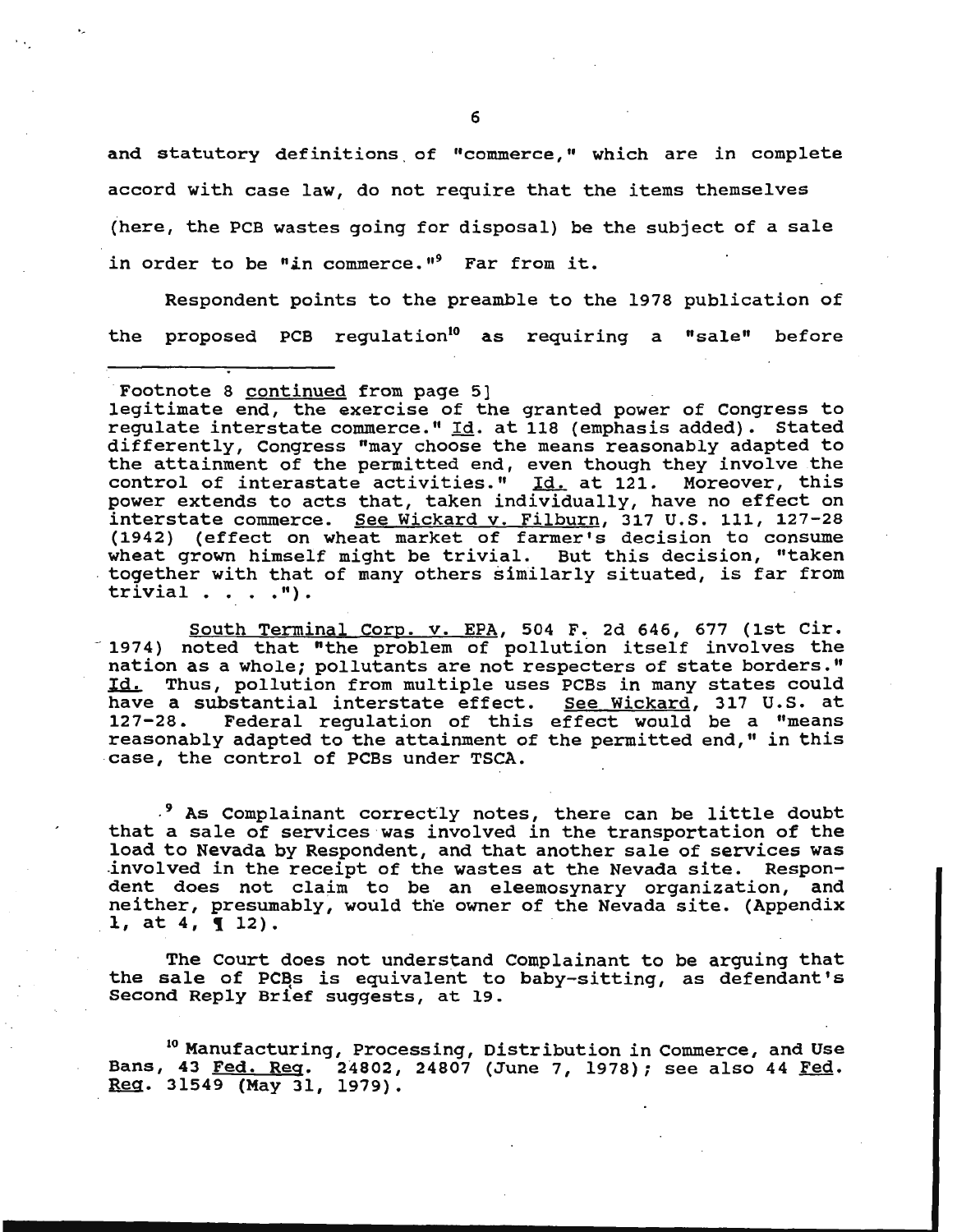and statutory definitions of "commerce," which are in complete accord with case law, do not require that the items themselves (here, the PCB wastes going for disposal) be the subject of a sale in order to be "in commerce."[9] Far from it.

Respondent points to the preamble to the 1978 publication of the proposed PCB regulation[10] as requiring a "sale" before

---

Footnote 8 continued from page 5]
legitimate end, the exercise of the granted power of Congress to regulate interstate commerce." Id. at 118 (emphasis added). Stated differently, Congress "may choose the means reasonably adapted to the attainment of the permitted end, even though they involve the control of interastate activities." Id. at 121. Moreover, this power extends to acts that, taken individually, have no effect on interstate commerce. See Wickard v. Filburn, 317 U.S. 111, 127-28 (1942) (effect on wheat market of farmer's decision to consume wheat grown himself might be trivial. But this decision, "taken together with that of many others similarly situated, is far from trivial . . . .").

South Terminal Corp. v. EPA, 504 F. 2d 646, 677 (1st Cir. 1974) noted that "the problem of pollution itself involves the nation as a whole; pollutants are not respecters of state borders." Id. Thus, pollution from multiple uses PCBs in many states could have a substantial interstate effect. See Wickard, 317 U.S. at 127-28. Federal regulation of this effect would be a "means reasonably adapted to the attainment of the permitted end," in this case, the control of PCBs under TSCA.

[9] As Complainant correctly notes, there can be little doubt that a sale of services was involved in the transportation of the load to Nevada by Respondent, and that another sale of services was involved in the receipt of the wastes at the Nevada site. Respondent does not claim to be an eleemosynary organization, and neither, presumably, would the owner of the Nevada site. (Appendix 1, at 4, ¶ 12).

The Court does not understand Complainant to be arguing that the sale of PCBs is equivalent to baby-sitting, as defendant's Second Reply Brief suggests, at 19.

[10] Manufacturing, Processing, Distribution in Commerce, and Use Bans, 43 Fed. Reg. 24802, 24807 (June 7, 1978); see also 44 Fed. Reg. 31549 (May 31, 1979).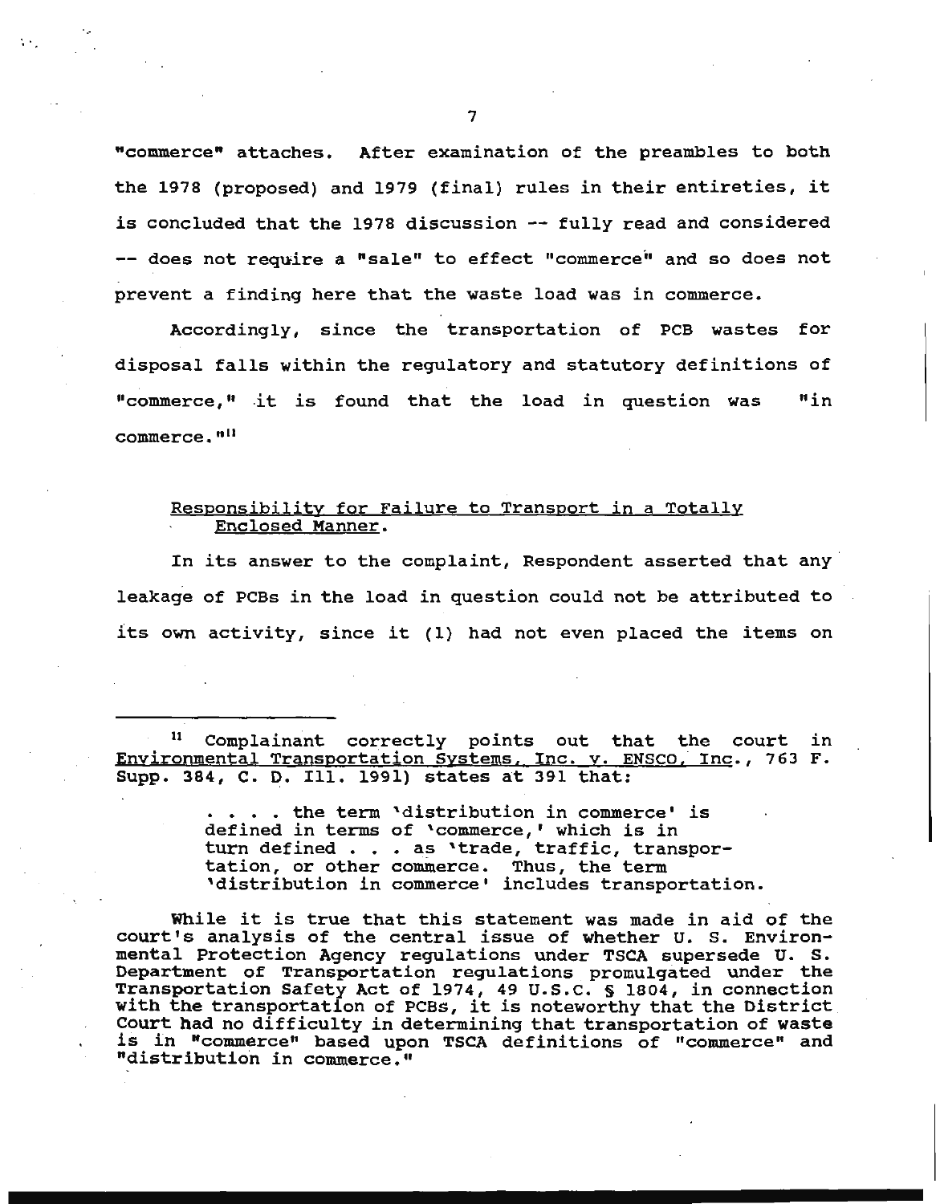"commerce" attaches. After examination of the preambles to both the 1978 (proposed) and 1979 (final) rules in their entireties, it is concluded that the 1978 discussion -- fully read and considered -- does not require a "sale" to effect "commerce" and so does not prevent a finding here that the waste load was in commerce.

Accordingly, since the transportation of PCB wastes for disposal falls within the regulatory and statutory definitions of "commerce," it is found that the load in question was "in commerce."[11]

Responsibility for Failure to Transport in a Totally Enclosed Manner.

In its answer to the complaint, Respondent asserted that any leakage of PCBs in the load in question could not be attributed to its own activity, since it (1) had not even placed the items on

---

[11] Complainant correctly points out that the court in Environmental Transportation Systems, Inc. v. ENSCO, Inc., 763 F. Supp. 384, C. D. Ill. 1991) states at 391 that:

> . . . . the term 'distribution in commerce' is defined in terms of 'commerce,' which is in turn defined . . . as 'trade, traffic, transportation, or other commerce. Thus, the term 'distribution in commerce' includes transportation.

While it is true that this statement was made in aid of the court's analysis of the central issue of whether U. S. Environmental Protection Agency regulations under TSCA supersede U. S. Department of Transportation regulations promulgated under the Transportation Safety Act of 1974, 49 U.S.C. § 1804, in connection with the transportation of PCBs, it is noteworthy that the District Court had no difficulty in determining that transportation of waste is in "commerce" based upon TSCA definitions of "commerce" and "distribution in commerce."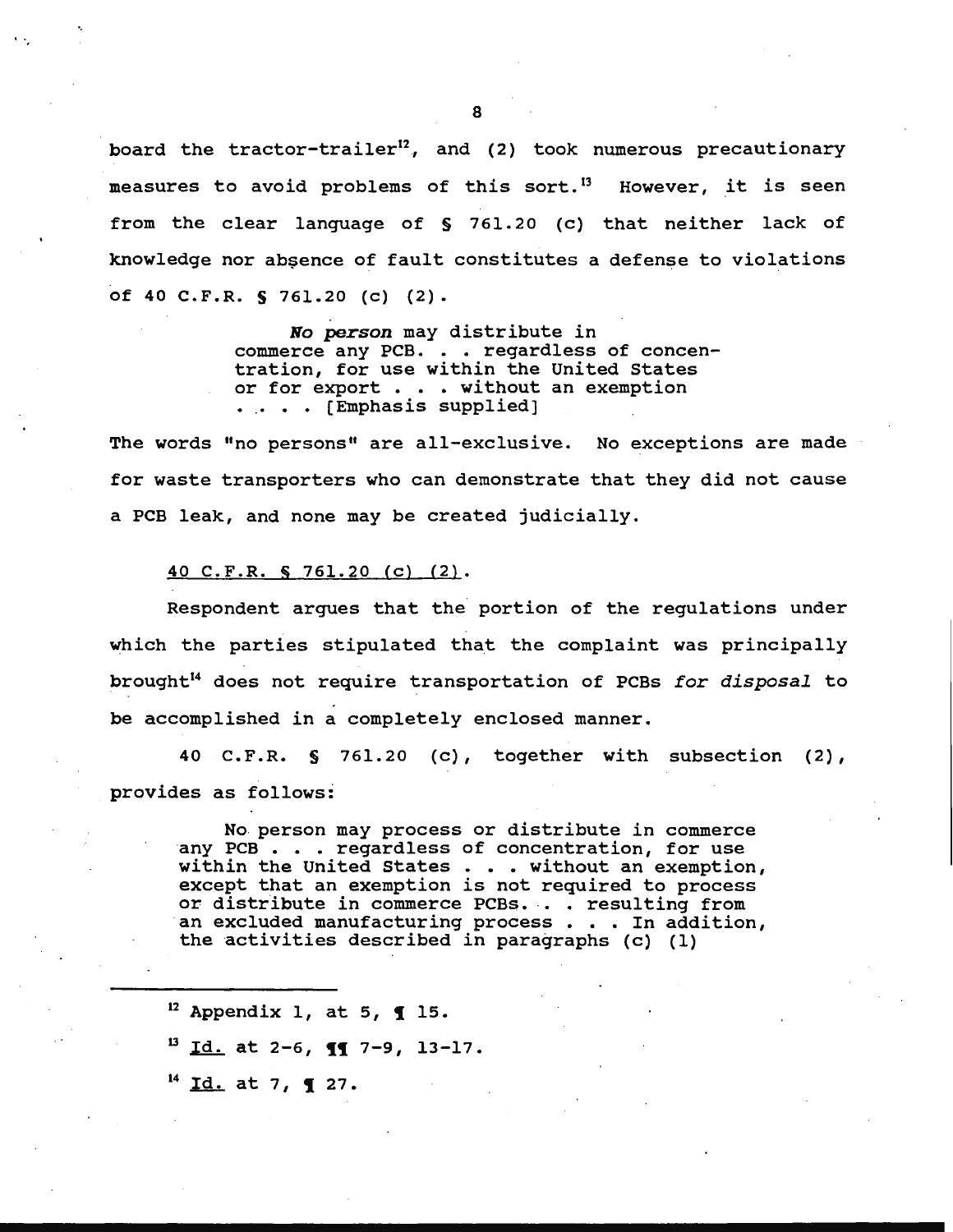board the tractor-trailer[12], and (2) took numerous precautionary measures to avoid problems of this sort.[13] However, it is seen from the clear language of § 761.20 (c) that neither lack of knowledge nor absence of fault constitutes a defense to violations of 40 C.F.R. § 761.20 (c) (2).

> ***No person*** may distribute in commerce any PCB. . . regardless of concentration, for use within the United States or for export . . . without an exemption . . . . [Emphasis supplied]

The words "no persons" are all-exclusive. No exceptions are made for waste transporters who can demonstrate that they did not cause a PCB leak, and none may be created judicially.

<u>40 C.F.R. § 761.20 (c) (2)</u>.

Respondent argues that the portion of the regulations under which the parties stipulated that the complaint was principally brought[14] does not require transportation of PCBs *for disposal* to be accomplished in a completely enclosed manner.

40 C.F.R. § 761.20 (c), together with subsection (2), provides as follows:

> No person may process or distribute in commerce any PCB . . . regardless of concentration, for use within the United States . . . without an exemption, except that an exemption is not required to process or distribute in commerce PCBs. . . resulting from an excluded manufacturing process . . . In addition, the activities described in paragraphs (c) (1)

---

[12] Appendix 1, at 5, ¶ 15.

[13] <u>Id.</u> at 2-6, ¶¶ 7-9, 13-17.

[14] <u>Id.</u> at 7, ¶ 27.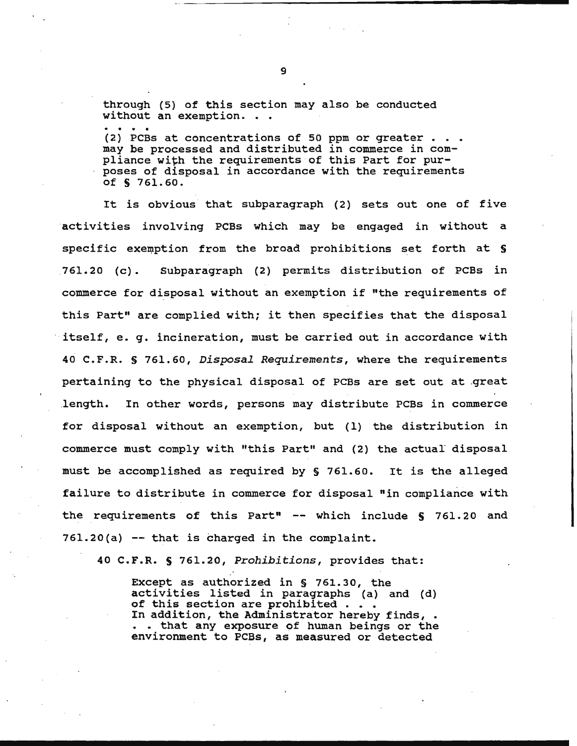> through (5) of this section may also be conducted without an exemption. . .
>
> . . . .
>
> (2) PCBs at concentrations of 50 ppm or greater . . . may be processed and distributed in commerce in compliance with the requirements of this Part for purposes of disposal in accordance with the requirements of § 761.60.

It is obvious that subparagraph (2) sets out one of five activities involving PCBs which may be engaged in without a specific exemption from the broad prohibitions set forth at § 761.20 (c). Subparagraph (2) permits distribution of PCBs in commerce for disposal without an exemption if "the requirements of this Part" are complied with; it then specifies that the disposal itself, e. g. incineration, must be carried out in accordance with 40 C.F.R. § 761.60, *Disposal Requirements*, where the requirements pertaining to the physical disposal of PCBs are set out at great length. In other words, persons may distribute PCBs in commerce for disposal without an exemption, but (1) the distribution in commerce must comply with "this Part" and (2) the actual disposal must be accomplished as required by § 761.60. It is the alleged failure to distribute in commerce for disposal "in compliance with the requirements of this Part" -- which include § 761.20 and 761.20(a) -- that is charged in the complaint.

40 C.F.R. § 761.20, *Prohibitions*, provides that:

> Except as authorized in § 761.30, the activities listed in paragraphs (a) and (d) of this section are prohibited . . . In addition, the Administrator hereby finds, . . . that any exposure of human beings or the environment to PCBs, as measured or detected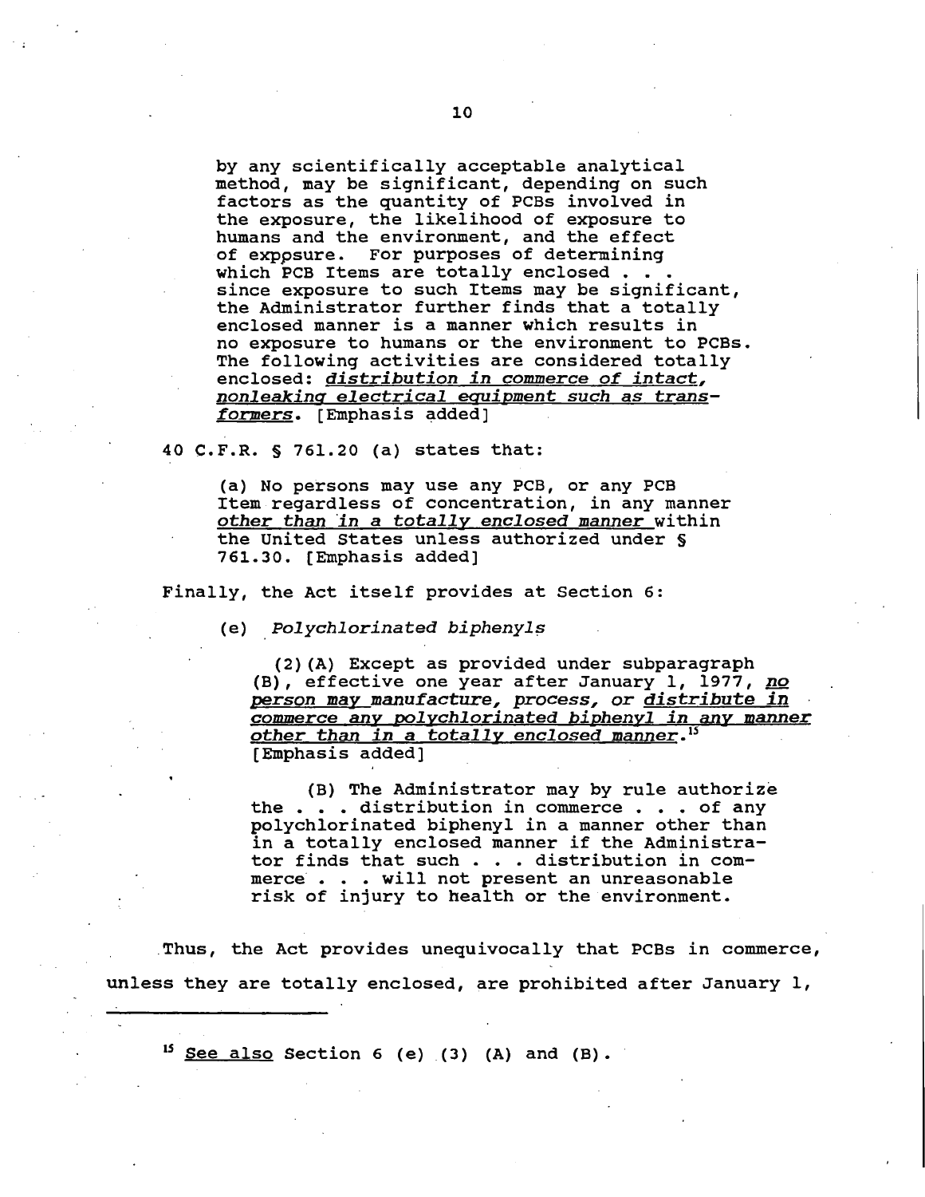> by any scientifically acceptable analytical method, may be significant, depending on such factors as the quantity of PCBs involved in the exposure, the likelihood of exposure to humans and the environment, and the effect of exposure. For purposes of determining which PCB Items are totally enclosed . . . since exposure to such Items may be significant, the Administrator further finds that a totally enclosed manner is a manner which results in no exposure to humans or the environment to PCBs. The following activities are considered totally enclosed: *distribution in commerce of intact, nonleaking electrical equipment such as transformers*. [Emphasis added]

40 C.F.R. § 761.20 (a) states that:

> (a) No persons may use any PCB, or any PCB Item regardless of concentration, in any manner *other than in a totally enclosed manner* within the United States unless authorized under § 761.30. [Emphasis added]

Finally, the Act itself provides at Section 6:

> (e) *Polychlorinated biphenyls*
>
> (2)(A) Except as provided under subparagraph (B), effective one year after January 1, 1977, *no person may manufacture, process, or distribute in commerce any polychlorinated biphenyl in any manner other than in a totally enclosed manner*.[15] [Emphasis added]
>
> (B) The Administrator may by rule authorize the . . . distribution in commerce . . . of any polychlorinated biphenyl in a manner other than in a totally enclosed manner if the Administrator finds that such . . . distribution in commerce . . . will not present an unreasonable risk of injury to health or the environment.

Thus, the Act provides unequivocally that PCBs in commerce, unless they are totally enclosed, are prohibited after January 1,

---

[15] *See also* Section 6 (e) (3) (A) and (B).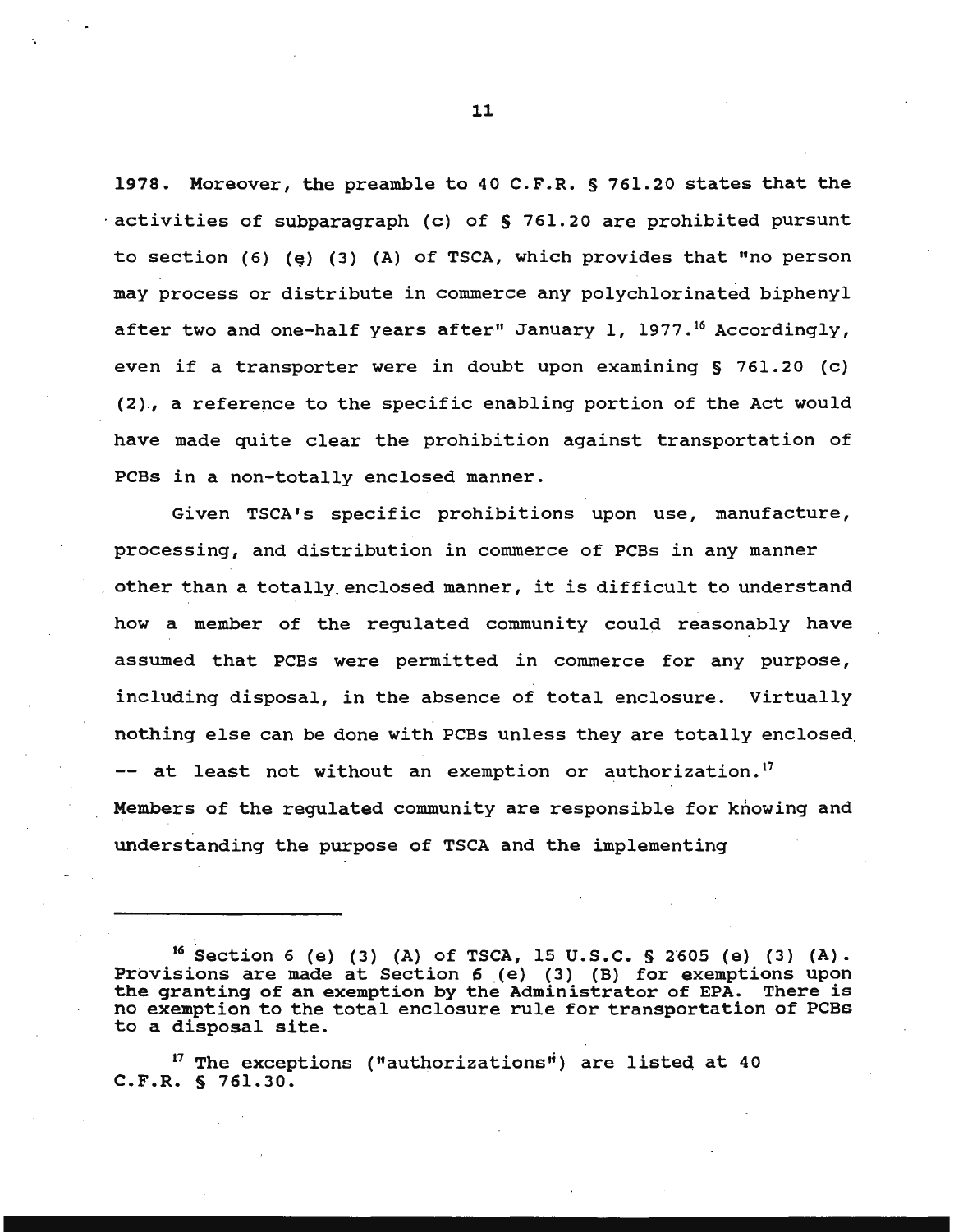1978. Moreover, the preamble to 40 C.F.R. § 761.20 states that the activities of subparagraph (c) of § 761.20 are prohibited pursunt to section (6) (e) (3) (A) of TSCA, which provides that "no person may process or distribute in commerce any polychlorinated biphenyl after two and one-half years after" January 1, 1977.[16] Accordingly, even if a transporter were in doubt upon examining § 761.20 (c) (2)., a reference to the specific enabling portion of the Act would have made quite clear the prohibition against transportation of PCBs in a non-totally enclosed manner.

Given TSCA's specific prohibitions upon use, manufacture, processing, and distribution in commerce of PCBs in any manner other than a totally enclosed manner, it is difficult to understand how a member of the regulated community could reasonably have assumed that PCBs were permitted in commerce for any purpose, including disposal, in the absence of total enclosure. Virtually nothing else can be done with PCBs unless they are totally enclosed -- at least not without an exemption or authorization.[17] Members of the regulated community are responsible for knowing and understanding the purpose of TSCA and the implementing

---

[16] Section 6 (e) (3) (A) of TSCA, 15 U.S.C. § 2605 (e) (3) (A). Provisions are made at Section 6 (e) (3) (B) for exemptions upon the granting of an exemption by the Administrator of EPA. There is no exemption to the total enclosure rule for transportation of PCBs to a disposal site.

[17] The exceptions ("authorizations") are listed at 40 C.F.R. § 761.30.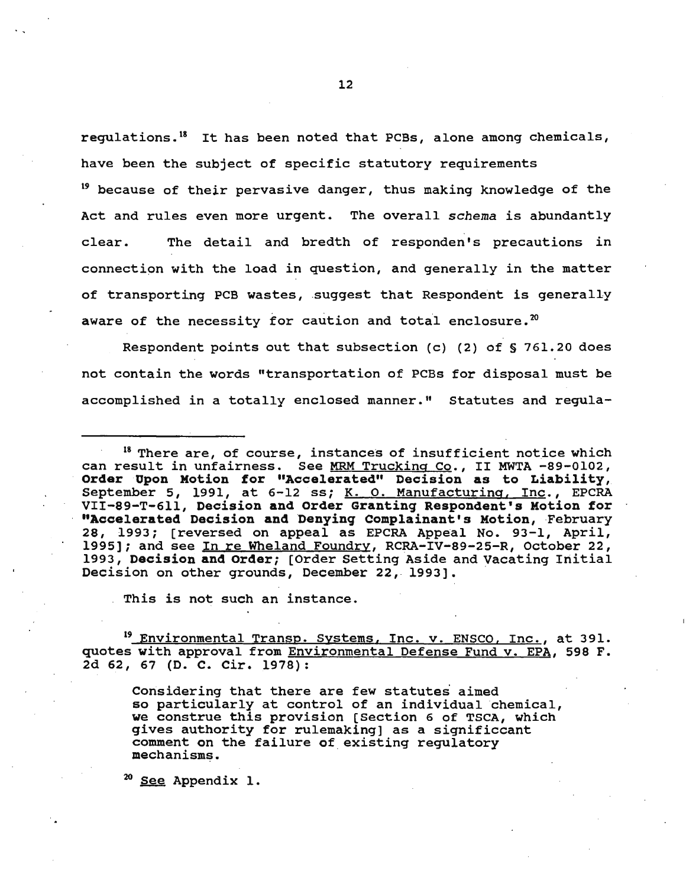regulations.[18] It has been noted that PCBs, alone among chemicals, have been the subject of specific statutory requirements [19] because of their pervasive danger, thus making knowledge of the Act and rules even more urgent. The overall *schema* is abundantly clear. The detail and bredth of responden's precautions in connection with the load in question, and generally in the matter of transporting PCB wastes, suggest that Respondent is generally aware of the necessity for caution and total enclosure.[20]

Respondent points out that subsection (c) (2) of § 761.20 does not contain the words "transportation of PCBs for disposal must be accomplished in a totally enclosed manner." Statutes and regula-

---

[18] There are, of course, instances of insufficient notice which can result in unfairness. See MRM Trucking Co., II MWTA -89-0102, **Order Upon Motion for "Accelerated" Decision as to Liability**, September 5, 1991, at 6-12 ss; K. O. Manufacturing, Inc., EPCRA VII-89-T-611, **Decision and Order Granting Respondent's Motion for "Accelerated Decision and Denying Complainant's Motion**, February 28, 1993; [reversed on appeal as EPCRA Appeal No. 93-1, April, 1995]; and see In re Wheland Foundry, RCRA-IV-89-25-R, October 22, 1993, **Decision and Order**; [Order Setting Aside and Vacating Initial Decision on other grounds, December 22, 1993].

This is not such an instance.

[19] Environmental Transp. Systems, Inc. v. ENSCO, Inc., at 391. quotes with approval from Environmental Defense Fund v. EPA, 598 F. 2d 62, 67 (D. C. Cir. 1978):

> Considering that there are few statutes aimed so particularly at control of an individual chemical, we construe this provision [Section 6 of TSCA, which gives authority for rulemaking] as a significant comment on the failure of existing regulatory mechanisms.

[20] See Appendix 1.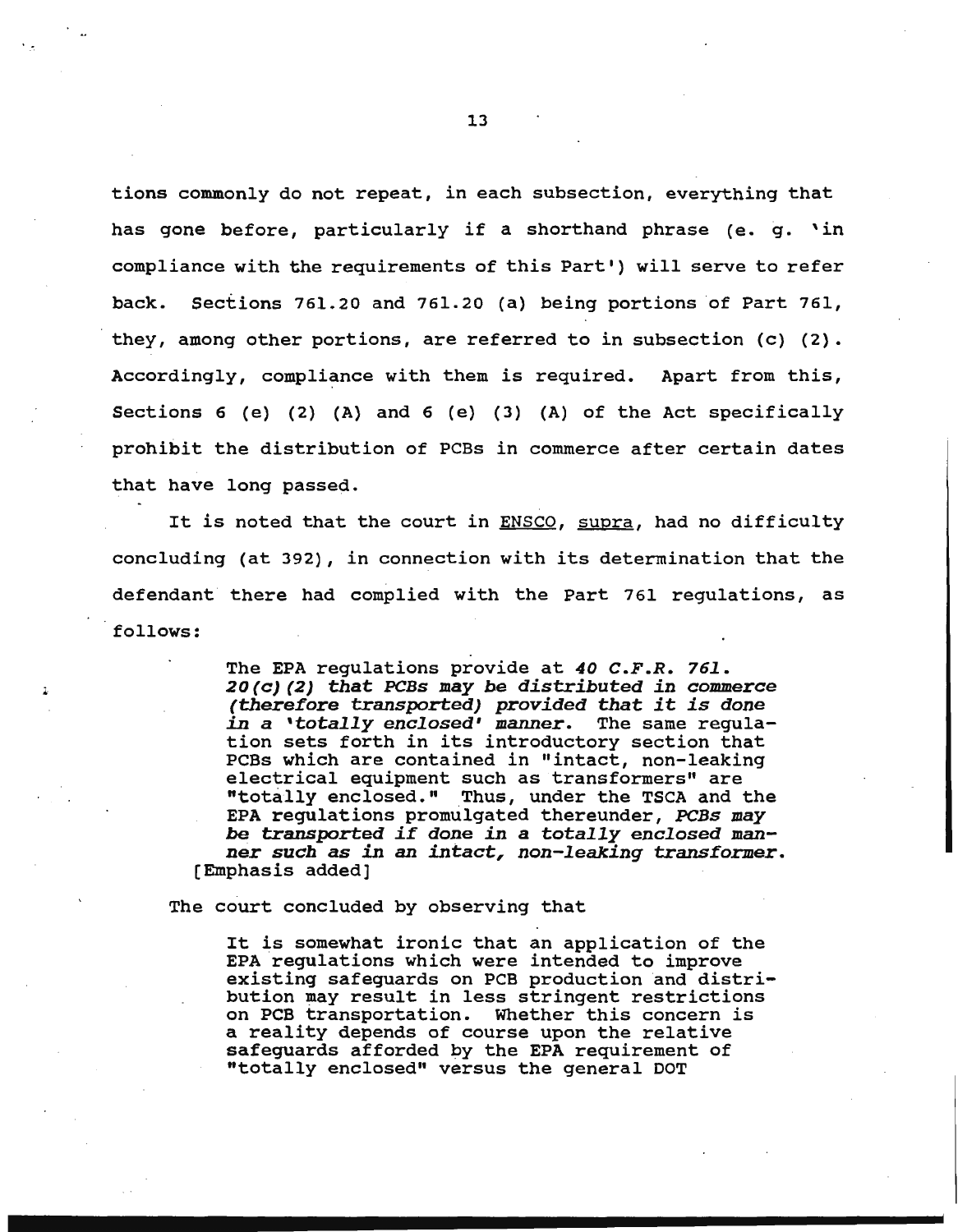tions commonly do not repeat, in each subsection, everything that has gone before, particularly if a shorthand phrase (e. g. 'in compliance with the requirements of this Part') will serve to refer back. Sections 761.20 and 761.20 (a) being portions of Part 761, they, among other portions, are referred to in subsection (c) (2). Accordingly, compliance with them is required. Apart from this, Sections 6 (e) (2) (A) and 6 (e) (3) (A) of the Act specifically prohibit the distribution of PCBs in commerce after certain dates that have long passed.

It is noted that the court in ENSCO, supra, had no difficulty concluding (at 392), in connection with its determination that the defendant there had complied with the Part 761 regulations, as follows:

> The EPA regulations provide at *40 C.F.R. 761. 20(c)(2) that PCBs may be distributed in commerce (therefore transported) provided that it is done in a 'totally enclosed' manner.* The same regulation sets forth in its introductory section that PCBs which are contained in "intact, non-leaking electrical equipment such as transformers" are "totally enclosed." Thus, under the TSCA and the EPA regulations promulgated thereunder, *PCBs may be transported if done in a totally enclosed manner such as in an intact, non-leaking transformer.*
> [Emphasis added]

The court concluded by observing that

> It is somewhat ironic that an application of the EPA regulations which were intended to improve existing safeguards on PCB production and distribution may result in less stringent restrictions on PCB transportation. Whether this concern is a reality depends of course upon the relative safeguards afforded by the EPA requirement of "totally enclosed" versus the general DOT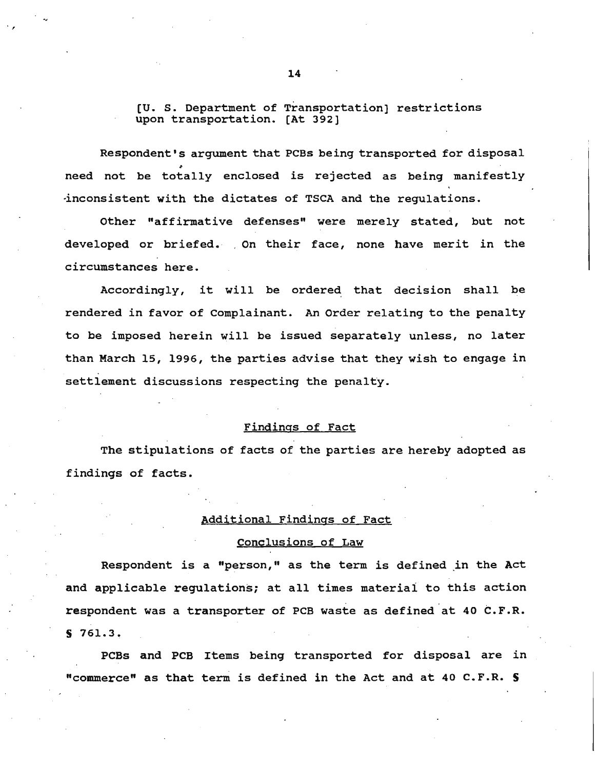[U. S. Department of Transportation] restrictions upon transportation. [At 392]

Respondent's argument that PCBs being transported for disposal need not be totally enclosed is rejected as being manifestly inconsistent with the dictates of TSCA and the regulations.

Other "affirmative defenses" were merely stated, but not developed or briefed. On their face, none have merit in the circumstances here.

Accordingly, it will be ordered that decision shall be rendered in favor of Complainant. An Order relating to the penalty to be imposed herein will be issued separately unless, no later than March 15, 1996, the parties advise that they wish to engage in settlement discussions respecting the penalty.

## Findings of Fact

The stipulations of facts of the parties are hereby adopted as findings of facts.

## Additional Findings of Fact

## Conclusions of Law

Respondent is a "person," as the term is defined in the Act and applicable regulations; at all times material to this action respondent was a transporter of PCB waste as defined at 40 C.F.R. § 761.3.

PCBs and PCB Items being transported for disposal are in "commerce" as that term is defined in the Act and at 40 C.F.R. §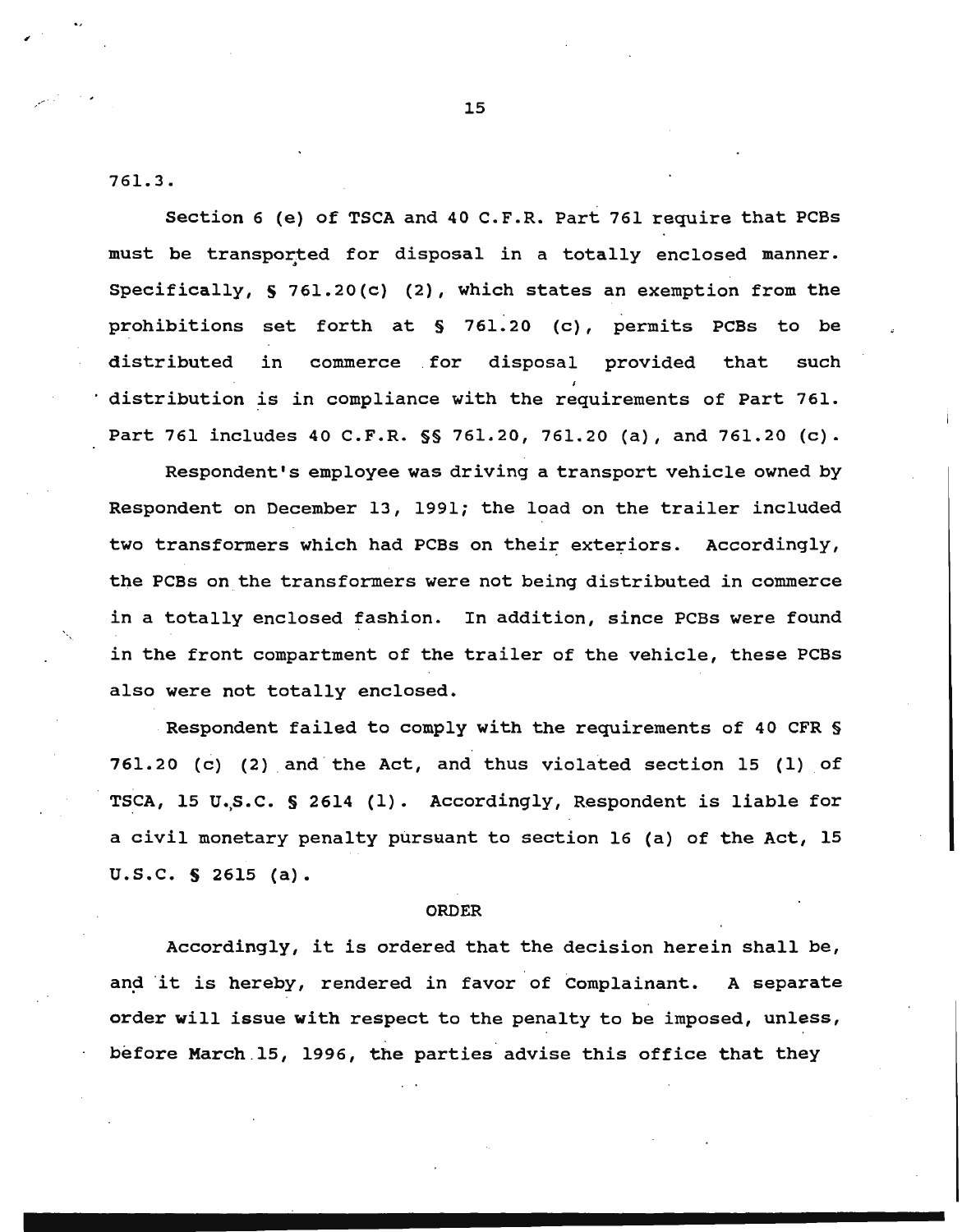761.3.

Section 6 (e) of TSCA and 40 C.F.R. Part 761 require that PCBs must be transported for disposal in a totally enclosed manner. Specifically, § 761.20(c) (2), which states an exemption from the prohibitions set forth at § 761.20 (c), permits PCBs to be distributed in commerce for disposal provided that such distribution is in compliance with the requirements of Part 761. Part 761 includes 40 C.F.R. §§ 761.20, 761.20 (a), and 761.20 (c).

Respondent's employee was driving a transport vehicle owned by Respondent on December 13, 1991; the load on the trailer included two transformers which had PCBs on their exteriors. Accordingly, the PCBs on the transformers were not being distributed in commerce in a totally enclosed fashion. In addition, since PCBs were found in the front compartment of the trailer of the vehicle, these PCBs also were not totally enclosed.

Respondent failed to comply with the requirements of 40 CFR § 761.20 (c) (2) and the Act, and thus violated section 15 (1) of TSCA, 15 U.S.C. § 2614 (1). Accordingly, Respondent is liable for a civil monetary penalty pursuant to section 16 (a) of the Act, 15 U.S.C. § 2615 (a).

## ORDER

Accordingly, it is ordered that the decision herein shall be, and it is hereby, rendered in favor of Complainant. A separate order will issue with respect to the penalty to be imposed, unless, before March 15, 1996, the parties advise this office that they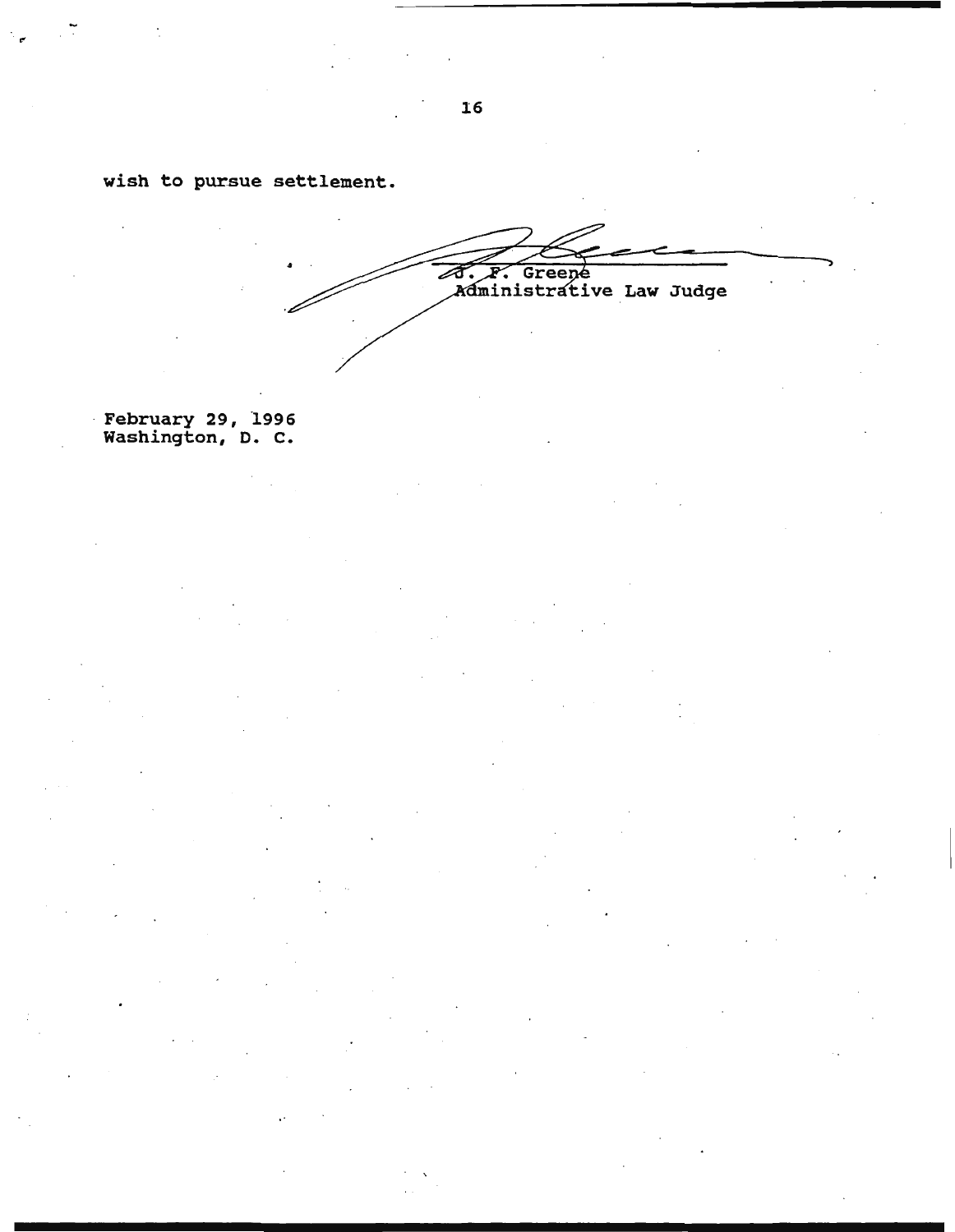wish to pursue settlement.

J. F. Greene
Administrative Law Judge

February 29, 1996
Washington, D. C.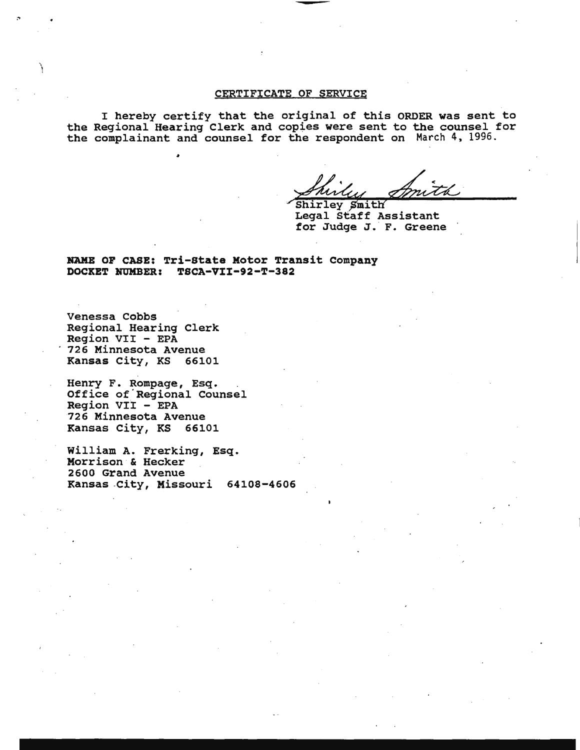## CERTIFICATE OF SERVICE

I hereby certify that the original of this ORDER was sent to the Regional Hearing Clerk and copies were sent to the counsel for the complainant and counsel for the respondent on March 4, 1996.

Shirley Smith
Legal Staff Assistant
for Judge J. F. Greene

**NAME OF CASE: Tri-State Motor Transit Company**
**DOCKET NUMBER: TSCA-VII-92-T-382**

Venessa Cobbs
Regional Hearing Clerk
Region VII - EPA
726 Minnesota Avenue
Kansas City, KS 66101

Henry F. Rompage, Esq.
Office of Regional Counsel
Region VII - EPA
726 Minnesota Avenue
Kansas City, KS 66101

William A. Frerking, Esq.
Morrison & Hecker
2600 Grand Avenue
Kansas City, Missouri 64108-4606